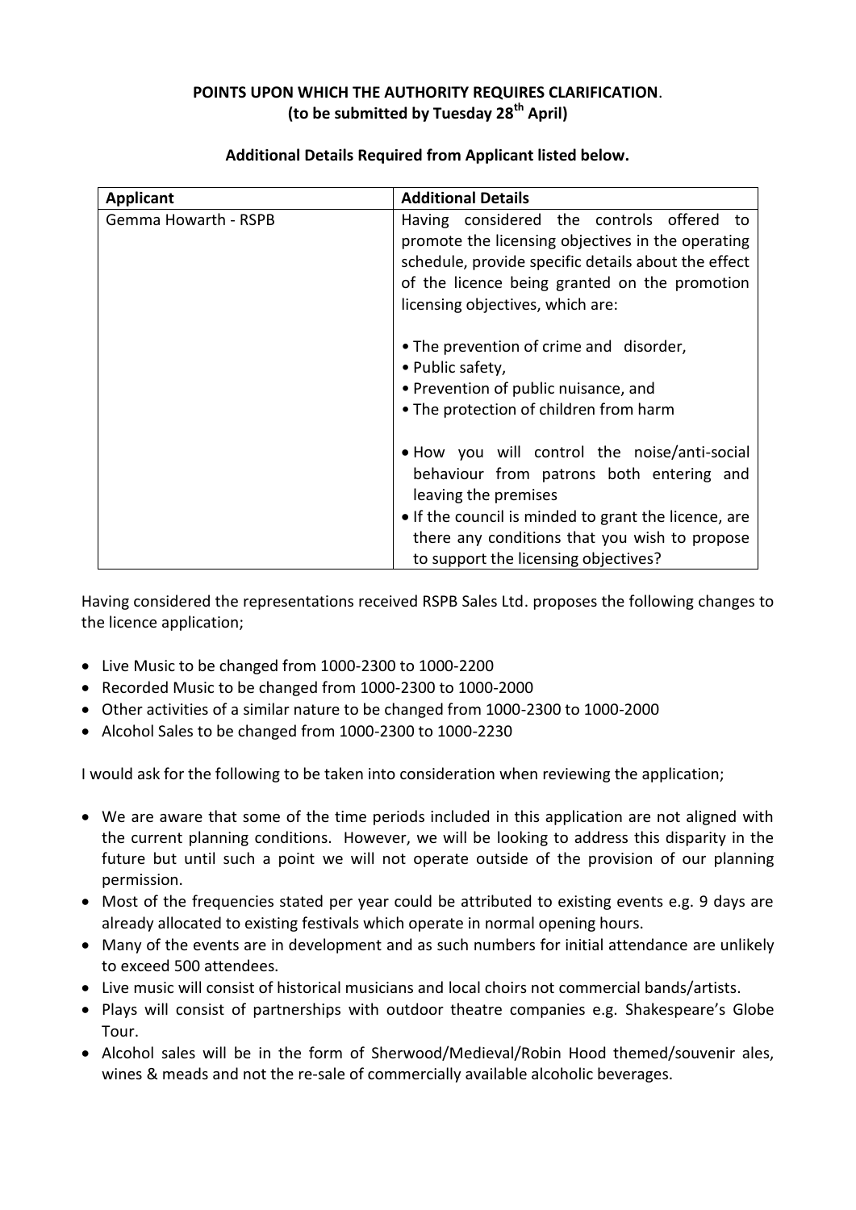**POINTS UPON WHICH THE AUTHORITY REQUIRES CLARIFICATION.**
**(to be submitted by Tuesday 28th April)**

**Additional Details Required from Applicant listed below.**

| **Applicant** | **Additional Details** |
| --- | --- |
| Gemma Howarth - RSPB | Having considered the controls offered to promote the licensing objectives in the operating schedule, provide specific details about the effect of the licence being granted on the promotion licensing objectives, which are:<br><br>• The prevention of crime and disorder,<br>• Public safety,<br>• Prevention of public nuisance, and<br>• The protection of children from harm<br><br>• How you will control the noise/anti-social behaviour from patrons both entering and leaving the premises<br>• If the council is minded to grant the licence, are there any conditions that you wish to propose to support the licensing objectives? |

Having considered the representations received RSPB Sales Ltd. proposes the following changes to the licence application;

- Live Music to be changed from 1000-2300 to 1000-2200
- Recorded Music to be changed from 1000-2300 to 1000-2000
- Other activities of a similar nature to be changed from 1000-2300 to 1000-2000
- Alcohol Sales to be changed from 1000-2300 to 1000-2230

I would ask for the following to be taken into consideration when reviewing the application;

- We are aware that some of the time periods included in this application are not aligned with the current planning conditions. However, we will be looking to address this disparity in the future but until such a point we will not operate outside of the provision of our planning permission.
- Most of the frequencies stated per year could be attributed to existing events e.g. 9 days are already allocated to existing festivals which operate in normal opening hours.
- Many of the events are in development and as such numbers for initial attendance are unlikely to exceed 500 attendees.
- Live music will consist of historical musicians and local choirs not commercial bands/artists.
- Plays will consist of partnerships with outdoor theatre companies e.g. Shakespeare's Globe Tour.
- Alcohol sales will be in the form of Sherwood/Medieval/Robin Hood themed/souvenir ales, wines & meads and not the re-sale of commercially available alcoholic beverages.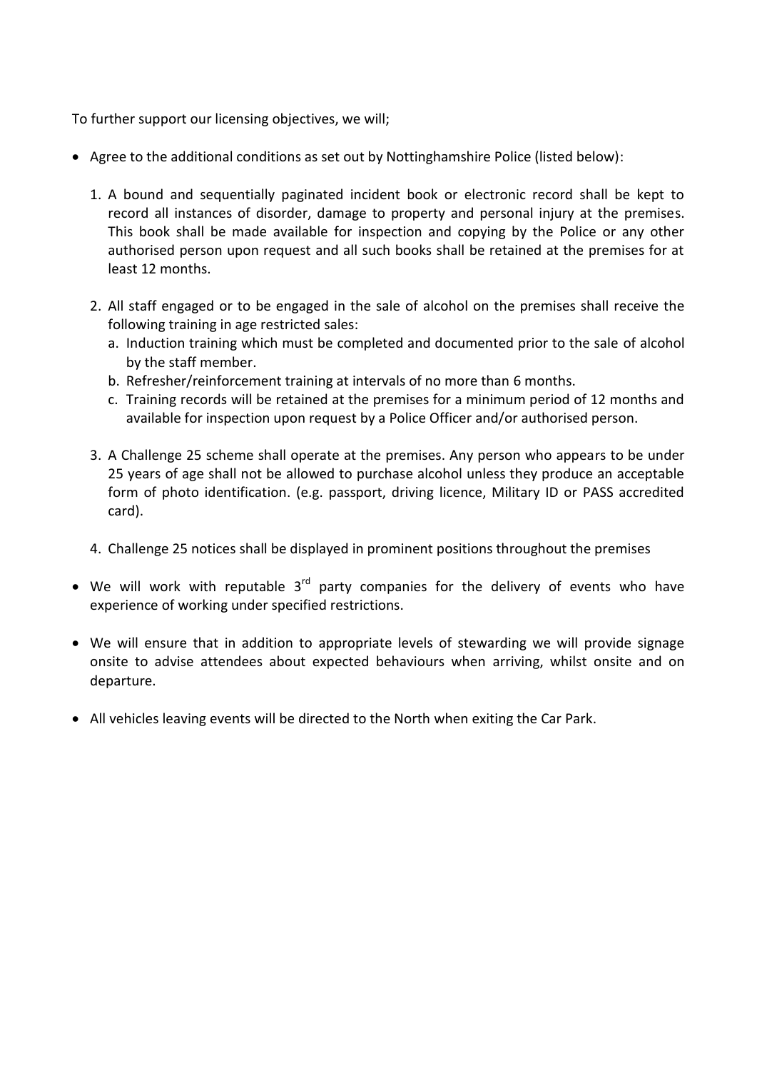To further support our licensing objectives, we will;

- Agree to the additional conditions as set out by Nottinghamshire Police (listed below):

  1. A bound and sequentially paginated incident book or electronic record shall be kept to record all instances of disorder, damage to property and personal injury at the premises. This book shall be made available for inspection and copying by the Police or any other authorised person upon request and all such books shall be retained at the premises for at least 12 months.

  2. All staff engaged or to be engaged in the sale of alcohol on the premises shall receive the following training in age restricted sales:
     a. Induction training which must be completed and documented prior to the sale of alcohol by the staff member.
     b. Refresher/reinforcement training at intervals of no more than 6 months.
     c. Training records will be retained at the premises for a minimum period of 12 months and available for inspection upon request by a Police Officer and/or authorised person.

  3. A Challenge 25 scheme shall operate at the premises. Any person who appears to be under 25 years of age shall not be allowed to purchase alcohol unless they produce an acceptable form of photo identification. (e.g. passport, driving licence, Military ID or PASS accredited card).

  4. Challenge 25 notices shall be displayed in prominent positions throughout the premises

- We will work with reputable 3rd party companies for the delivery of events who have experience of working under specified restrictions.

- We will ensure that in addition to appropriate levels of stewarding we will provide signage onsite to advise attendees about expected behaviours when arriving, whilst onsite and on departure.

- All vehicles leaving events will be directed to the North when exiting the Car Park.